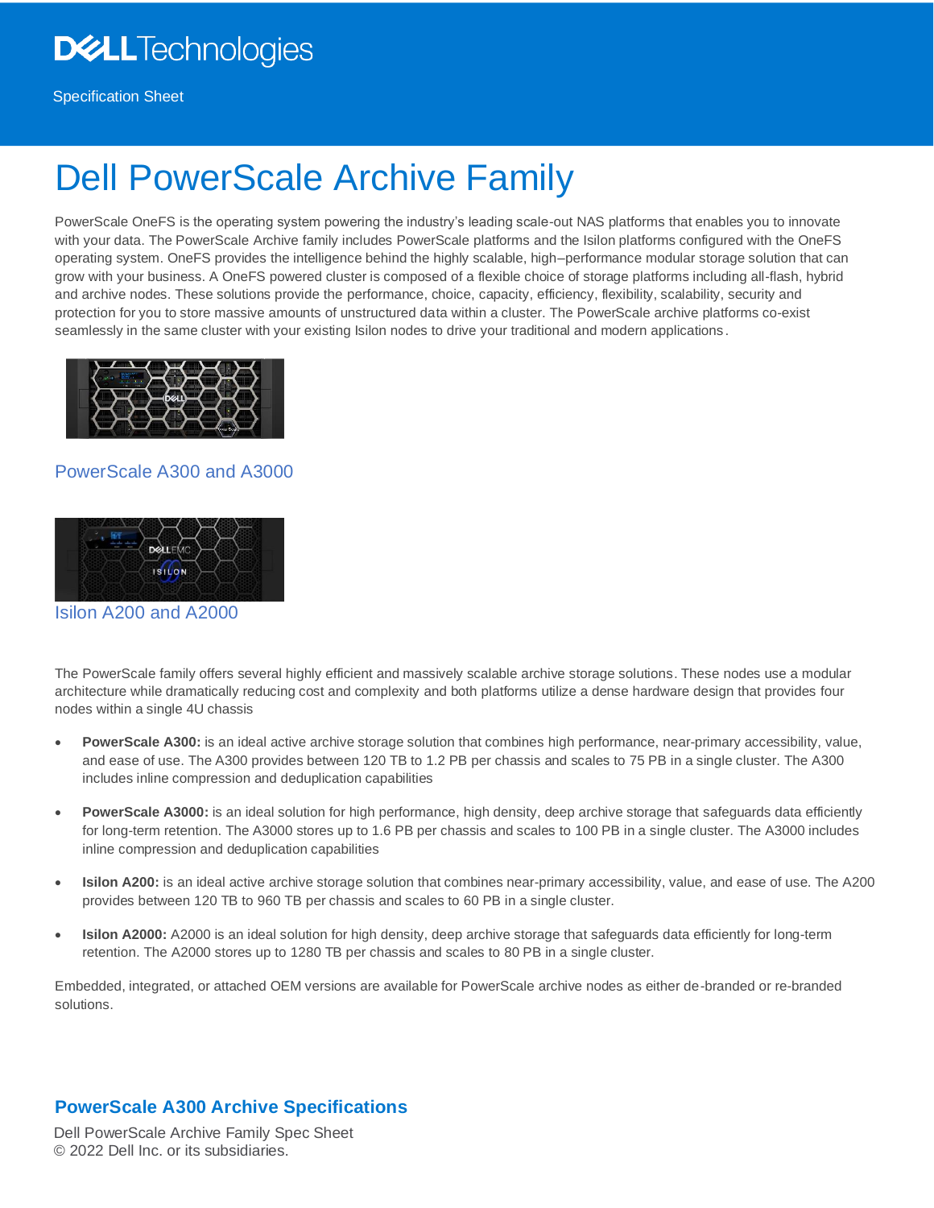Specification Sheet

# Dell PowerScale Archive Family

PowerScale OneFS is the operating system powering the industry's leading scale-out NAS platforms that enables you to innovate with your data. The PowerScale Archive family includes PowerScale platforms and the Isilon platforms configured with the OneFS operating system. OneFS provides the intelligence behind the highly scalable, high–performance modular storage solution that can grow with your business. A OneFS powered cluster is composed of a flexible choice of storage platforms including all-flash, hybrid and archive nodes. These solutions provide the performance, choice, capacity, efficiency, flexibility, scalability, security and protection for you to store massive amounts of unstructured data within a cluster. The PowerScale archive platforms co-exist seamlessly in the same cluster with your existing Isilon nodes to drive your traditional and modern applications.

### PowerScale A300 and A3000

### Isilon A200 and A2000

The PowerScale family offers several highly efficient and massively scalable archive storage solutions. These nodes use a modular architecture while dramatically reducing cost and complexity and both platforms utilize a dense hardware design that provides four nodes within a single 4U chassis

- **PowerScale A300:** is an ideal active archive storage solution that combines high performance, near-primary accessibility, value, and ease of use. The A300 provides between 120 TB to 1.2 PB per chassis and scales to 75 PB in a single cluster. The A300 includes inline compression and deduplication capabilities

- **PowerScale A3000:** is an ideal solution for high performance, high density, deep archive storage that safeguards data efficiently for long-term retention. The A3000 stores up to 1.6 PB per chassis and scales to 100 PB in a single cluster. The A3000 includes inline compression and deduplication capabilities

- **Isilon A200:** is an ideal active archive storage solution that combines near-primary accessibility, value, and ease of use. The A200 provides between 120 TB to 960 TB per chassis and scales to 60 PB in a single cluster.

- **Isilon A2000:** A2000 is an ideal solution for high density, deep archive storage that safeguards data efficiently for long-term retention. The A2000 stores up to 1280 TB per chassis and scales to 80 PB in a single cluster.

Embedded, integrated, or attached OEM versions are available for PowerScale archive nodes as either de-branded or re-branded solutions.

## PowerScale A300 Archive Specifications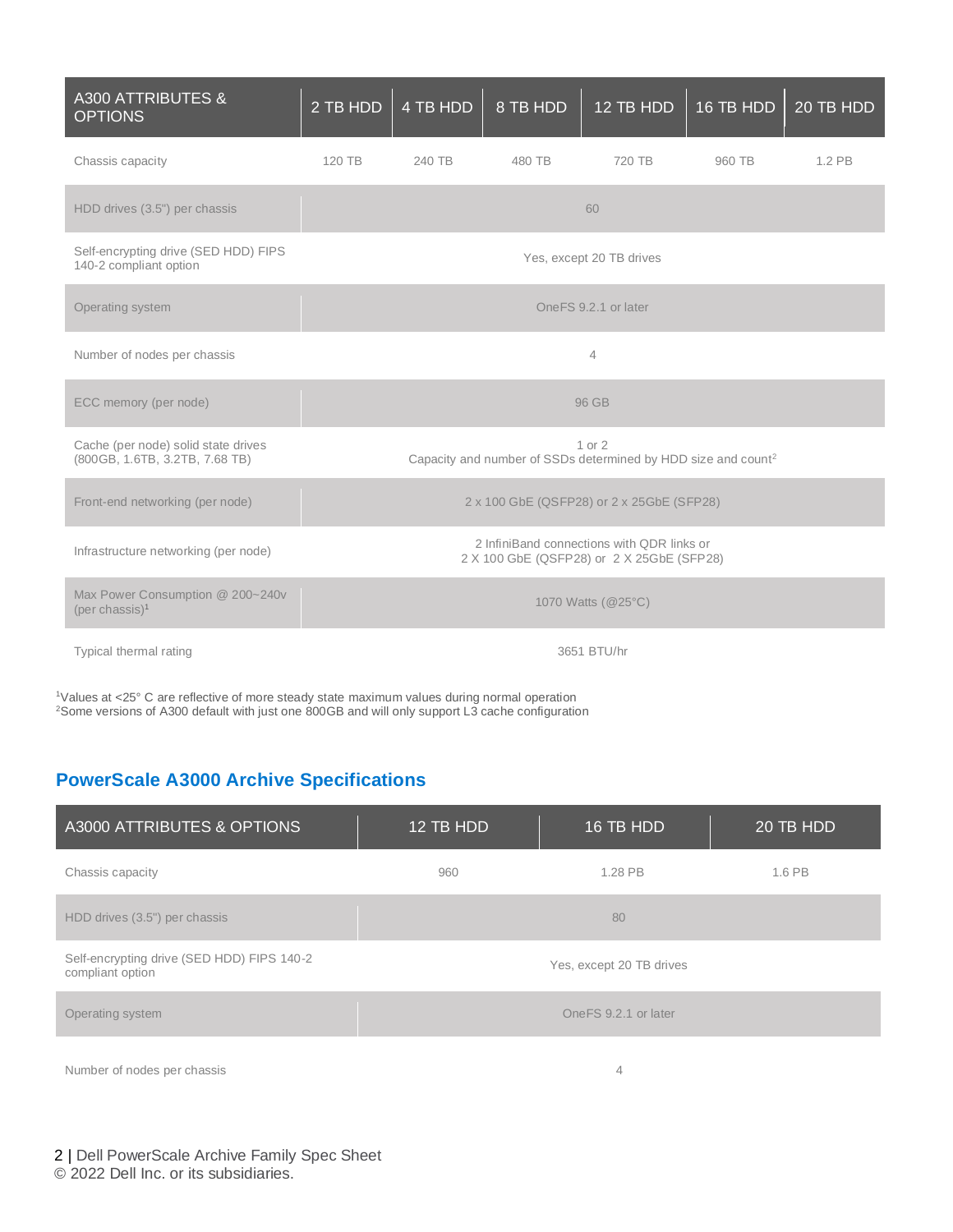| A300 ATTRIBUTES & OPTIONS | 2 TB HDD | 4 TB HDD | 8 TB HDD | 12 TB HDD | 16 TB HDD | 20 TB HDD |
|---|---|---|---|---|---|---|
| Chassis capacity | 120 TB | 240 TB | 480 TB | 720 TB | 960 TB | 1.2 PB |
| HDD drives (3.5") per chassis | 60 | | | | | |
| Self-encrypting drive (SED HDD) FIPS 140-2 compliant option | Yes, except 20 TB drives | | | | | |
| Operating system | OneFS 9.2.1 or later | | | | | |
| Number of nodes per chassis | 4 | | | | | |
| ECC memory (per node) | 96 GB | | | | | |
| Cache (per node) solid state drives (800GB, 1.6TB, 3.2TB, 7.68 TB) | 1 or 2<br>Capacity and number of SSDs determined by HDD size and count[2] | | | | | |
| Front-end networking (per node) | 2 x 100 GbE (QSFP28) or 2 x 25GbE (SFP28) | | | | | |
| Infrastructure networking (per node) | 2 InfiniBand connections with QDR links or<br>2 X 100 GbE (QSFP28) or 2 X 25GbE (SFP28) | | | | | |
| Max Power Consumption @ 200~240v (per chassis)[1] | 1070 Watts (@25°C) | | | | | |
| Typical thermal rating | 3651 BTU/hr | | | | | |

[1]Values at <25° C are reflective of more steady state maximum values during normal operation
[2]Some versions of A300 default with just one 800GB and will only support L3 cache configuration

## PowerScale A3000 Archive Specifications

| A3000 ATTRIBUTES & OPTIONS | 12 TB HDD | 16 TB HDD | 20 TB HDD |
|---|---|---|---|
| Chassis capacity | 960 | 1.28 PB | 1.6 PB |
| HDD drives (3.5") per chassis | 80 | | |
| Self-encrypting drive (SED HDD) FIPS 140-2 compliant option | Yes, except 20 TB drives | | |
| Operating system | OneFS 9.2.1 or later | | |
| Number of nodes per chassis | 4 | | |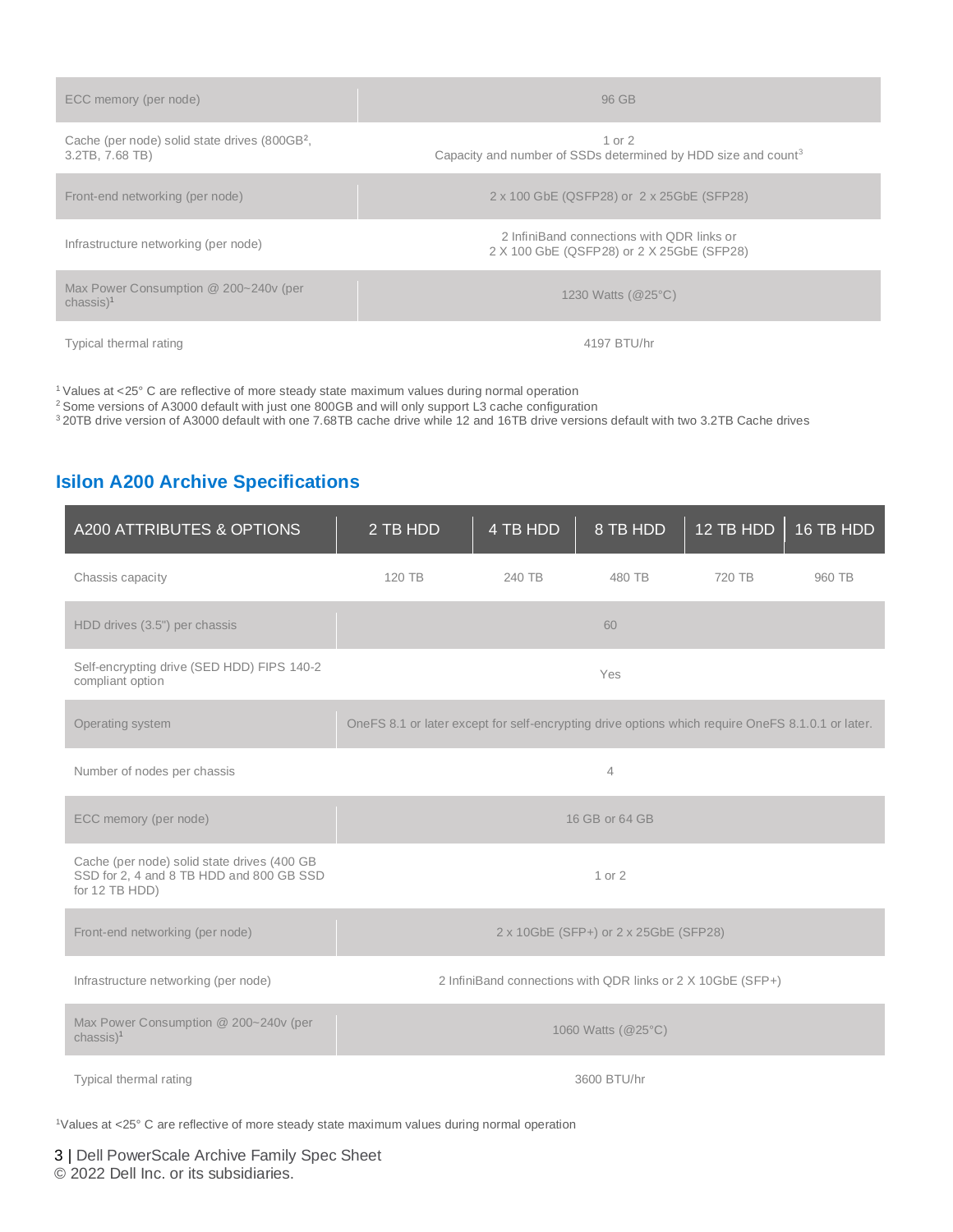| | |
|---|---|
| ECC memory (per node) | 96 GB |
| Cache (per node) solid state drives (800GB[2], 3.2TB, 7.68 TB) | 1 or 2<br>Capacity and number of SSDs determined by HDD size and count[3] |
| Front-end networking (per node) | 2 x 100 GbE (QSFP28) or 2 x 25GbE (SFP28) |
| Infrastructure networking (per node) | 2 InfiniBand connections with QDR links or<br>2 X 100 GbE (QSFP28) or 2 X 25GbE (SFP28) |
| Max Power Consumption @ 200~240v (per chassis)[1] | 1230 Watts (@25°C) |
| Typical thermal rating | 4197 BTU/hr |

[1] Values at <25° C are reflective of more steady state maximum values during normal operation
[2] Some versions of A3000 default with just one 800GB and will only support L3 cache configuration
[3] 20TB drive version of A3000 default with one 7.68TB cache drive while 12 and 16TB drive versions default with two 3.2TB Cache drives

## Isilon A200 Archive Specifications

| A200 ATTRIBUTES & OPTIONS | 2 TB HDD | 4 TB HDD | 8 TB HDD | 12 TB HDD | 16 TB HDD |
|---|---|---|---|---|---|
| Chassis capacity | 120 TB | 240 TB | 480 TB | 720 TB | 960 TB |
| HDD drives (3.5") per chassis | 60 | | | | |
| Self-encrypting drive (SED HDD) FIPS 140-2 compliant option | Yes | | | | |
| Operating system | OneFS 8.1 or later except for self-encrypting drive options which require OneFS 8.1.0.1 or later. | | | | |
| Number of nodes per chassis | 4 | | | | |
| ECC memory (per node) | 16 GB or 64 GB | | | | |
| Cache (per node) solid state drives (400 GB SSD for 2, 4 and 8 TB HDD and 800 GB SSD for 12 TB HDD) | 1 or 2 | | | | |
| Front-end networking (per node) | 2 x 10GbE (SFP+) or 2 x 25GbE (SFP28) | | | | |
| Infrastructure networking (per node) | 2 InfiniBand connections with QDR links or 2 X 10GbE (SFP+) | | | | |
| Max Power Consumption @ 200~240v (per chassis)[1] | 1060 Watts (@25°C) | | | | |
| Typical thermal rating | 3600 BTU/hr | | | | |

[1] Values at <25° C are reflective of more steady state maximum values during normal operation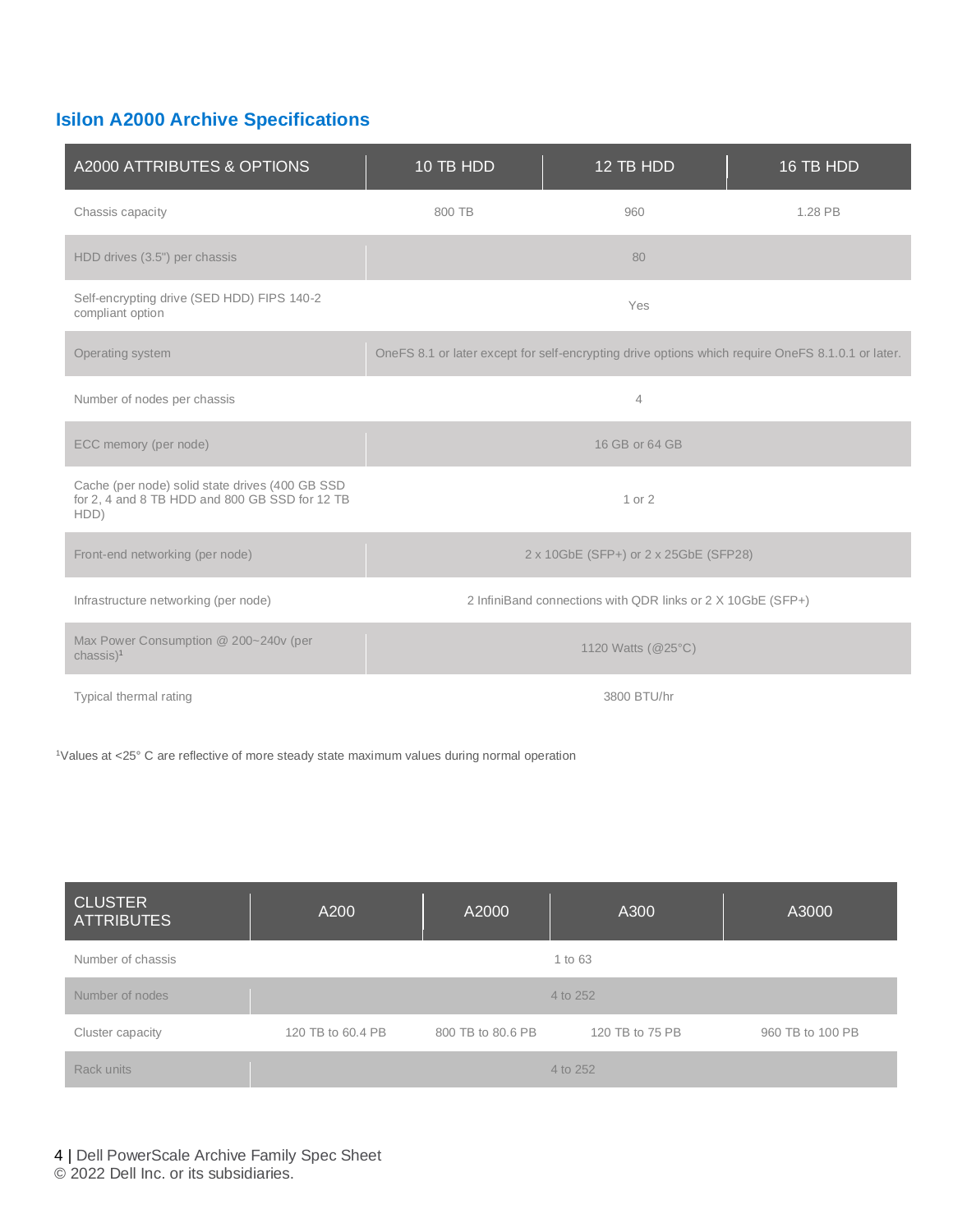## Isilon A2000 Archive Specifications

| A2000 ATTRIBUTES & OPTIONS | 10 TB HDD | 12 TB HDD | 16 TB HDD |
|---|---|---|---|
| Chassis capacity | 800 TB | 960 | 1.28 PB |
| HDD drives (3.5") per chassis | | 80 | |
| Self-encrypting drive (SED HDD) FIPS 140-2 compliant option | | Yes | |
| Operating system | OneFS 8.1 or later except for self-encrypting drive options which require OneFS 8.1.0.1 or later. | | |
| Number of nodes per chassis | | 4 | |
| ECC memory (per node) | | 16 GB or 64 GB | |
| Cache (per node) solid state drives (400 GB SSD for 2, 4 and 8 TB HDD and 800 GB SSD for 12 TB HDD) | | 1 or 2 | |
| Front-end networking (per node) | | 2 x 10GbE (SFP+) or 2 x 25GbE (SFP28) | |
| Infrastructure networking (per node) | | 2 InfiniBand connections with QDR links or 2 X 10GbE (SFP+) | |
| Max Power Consumption @ 200~240v (per chassis)[1] | | 1120 Watts (@25°C) | |
| Typical thermal rating | | 3800 BTU/hr | |

[1]Values at <25° C are reflective of more steady state maximum values during normal operation

| CLUSTER ATTRIBUTES | A200 | A2000 | A300 | A3000 |
|---|---|---|---|---|
| Number of chassis | | | 1 to 63 | |
| Number of nodes | | | 4 to 252 | |
| Cluster capacity | 120 TB to 60.4 PB | 800 TB to 80.6 PB | 120 TB to 75 PB | 960 TB to 100 PB |
| Rack units | | | 4 to 252 | |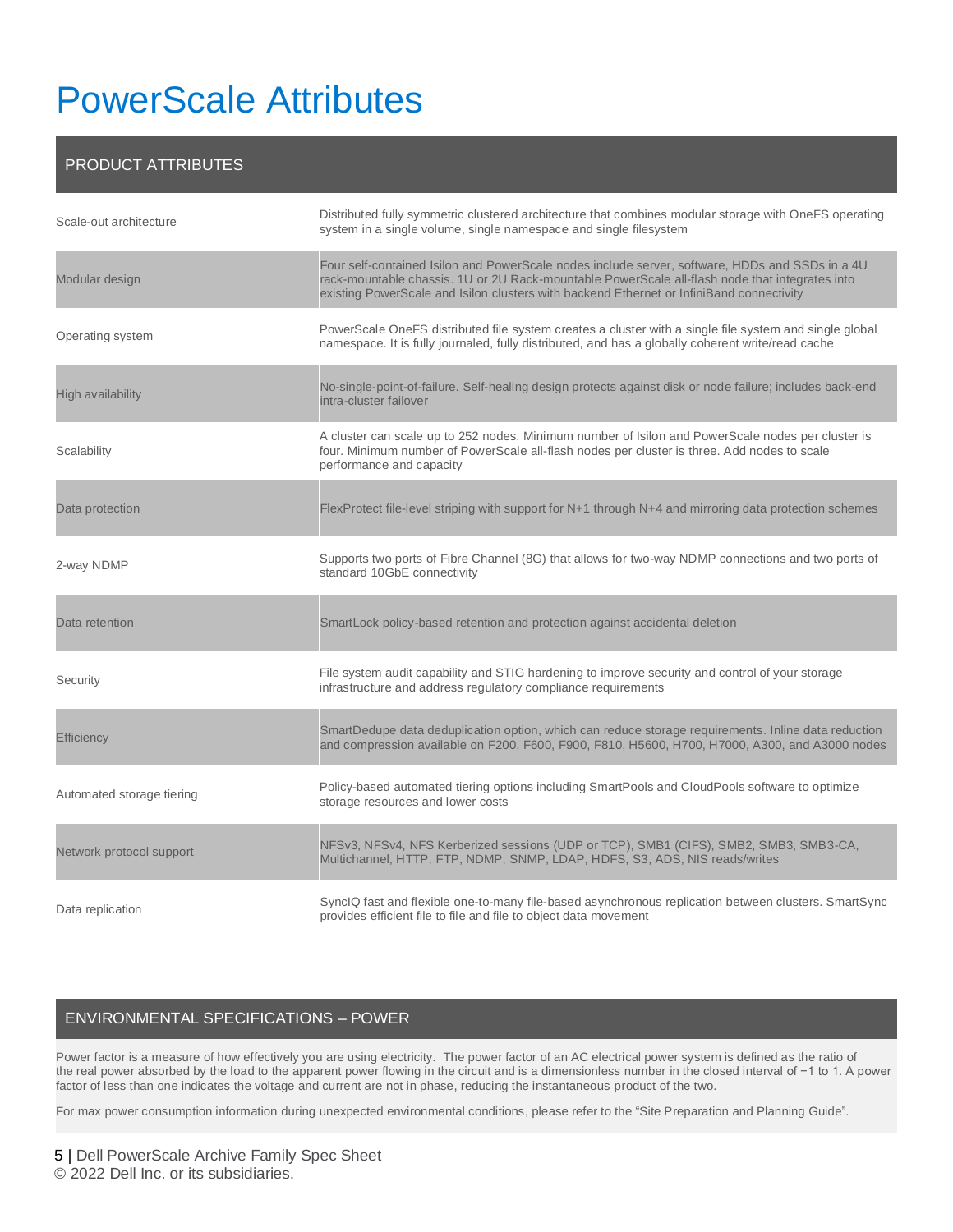# PowerScale Attributes

| PRODUCT ATTRIBUTES | |
|---|---|
| Scale-out architecture | Distributed fully symmetric clustered architecture that combines modular storage with OneFS operating system in a single volume, single namespace and single filesystem |
| Modular design | Four self-contained Isilon and PowerScale nodes include server, software, HDDs and SSDs in a 4U rack-mountable chassis. 1U or 2U Rack-mountable PowerScale all-flash node that integrates into existing PowerScale and Isilon clusters with backend Ethernet or InfiniBand connectivity |
| Operating system | PowerScale OneFS distributed file system creates a cluster with a single file system and single global namespace. It is fully journaled, fully distributed, and has a globally coherent write/read cache |
| High availability | No-single-point-of-failure. Self-healing design protects against disk or node failure; includes back-end intra-cluster failover |
| Scalability | A cluster can scale up to 252 nodes. Minimum number of Isilon and PowerScale nodes per cluster is four. Minimum number of PowerScale all-flash nodes per cluster is three. Add nodes to scale performance and capacity |
| Data protection | FlexProtect file-level striping with support for N+1 through N+4 and mirroring data protection schemes |
| 2-way NDMP | Supports two ports of Fibre Channel (8G) that allows for two-way NDMP connections and two ports of standard 10GbE connectivity |
| Data retention | SmartLock policy-based retention and protection against accidental deletion |
| Security | File system audit capability and STIG hardening to improve security and control of your storage infrastructure and address regulatory compliance requirements |
| Efficiency | SmartDedupe data deduplication option, which can reduce storage requirements. Inline data reduction and compression available on F200, F600, F900, F810, H5600, H700, H7000, A300, and A3000 nodes |
| Automated storage tiering | Policy-based automated tiering options including SmartPools and CloudPools software to optimize storage resources and lower costs |
| Network protocol support | NFSv3, NFSv4, NFS Kerberized sessions (UDP or TCP), SMB1 (CIFS), SMB2, SMB3, SMB3-CA, Multichannel, HTTP, FTP, NDMP, SNMP, LDAP, HDFS, S3, ADS, NIS reads/writes |
| Data replication | SyncIQ fast and flexible one-to-many file-based asynchronous replication between clusters. SmartSync provides efficient file to file and file to object data movement |

## ENVIRONMENTAL SPECIFICATIONS – POWER

Power factor is a measure of how effectively you are using electricity. The power factor of an AC electrical power system is defined as the ratio of the real power absorbed by the load to the apparent power flowing in the circuit and is a dimensionless number in the closed interval of −1 to 1. A power factor of less than one indicates the voltage and current are not in phase, reducing the instantaneous product of the two.

For max power consumption information during unexpected environmental conditions, please refer to the "Site Preparation and Planning Guide".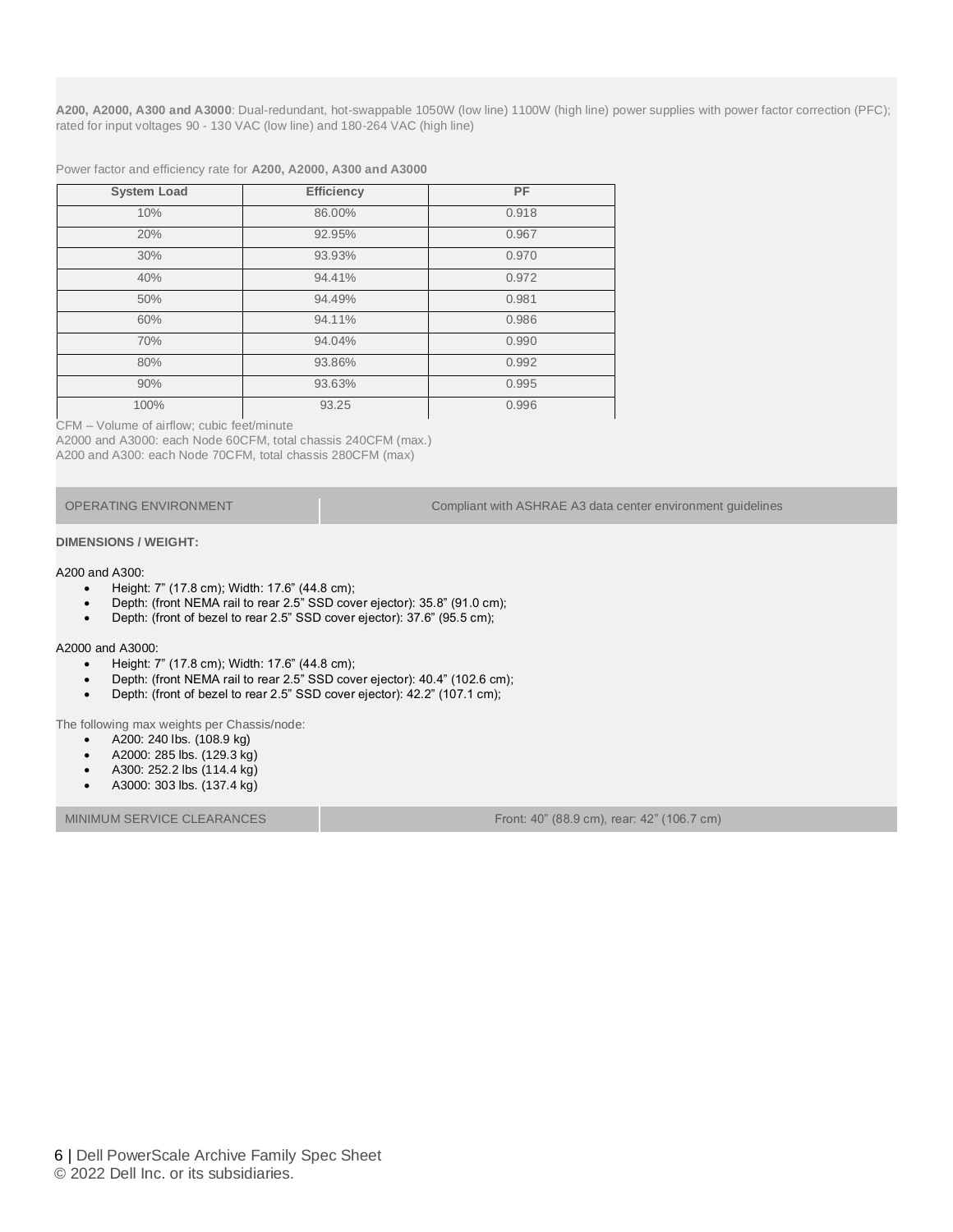**A200, A2000, A300 and A3000**: Dual-redundant, hot-swappable 1050W (low line) 1100W (high line) power supplies with power factor correction (PFC); rated for input voltages 90 - 130 VAC (low line) and 180-264 VAC (high line)

Power factor and efficiency rate for **A200, A2000, A300 and A3000**

| System Load | Efficiency | PF |
|---|---|---|
| 10% | 86.00% | 0.918 |
| 20% | 92.95% | 0.967 |
| 30% | 93.93% | 0.970 |
| 40% | 94.41% | 0.972 |
| 50% | 94.49% | 0.981 |
| 60% | 94.11% | 0.986 |
| 70% | 94.04% | 0.990 |
| 80% | 93.86% | 0.992 |
| 90% | 93.63% | 0.995 |
| 100% | 93.25 | 0.996 |

CFM – Volume of airflow; cubic feet/minute
A2000 and A3000: each Node 60CFM, total chassis 240CFM (max.)
A200 and A300: each Node 70CFM, total chassis 280CFM (max)

| OPERATING ENVIRONMENT | Compliant with ASHRAE A3 data center environment guidelines |
|---|---|

**DIMENSIONS / WEIGHT:**

A200 and A300:

- Height: 7” (17.8 cm); Width: 17.6” (44.8 cm);
- Depth: (front NEMA rail to rear 2.5” SSD cover ejector): 35.8” (91.0 cm);
- Depth: (front of bezel to rear 2.5” SSD cover ejector): 37.6” (95.5 cm);

A2000 and A3000:

- Height: 7” (17.8 cm); Width: 17.6” (44.8 cm);
- Depth: (front NEMA rail to rear 2.5” SSD cover ejector): 40.4” (102.6 cm);
- Depth: (front of bezel to rear 2.5” SSD cover ejector): 42.2” (107.1 cm);

The following max weights per Chassis/node:

- A200: 240 lbs. (108.9 kg)
- A2000: 285 lbs. (129.3 kg)
- A300: 252.2 lbs (114.4 kg)
- A3000: 303 lbs. (137.4 kg)

| MINIMUM SERVICE CLEARANCES | Front: 40” (88.9 cm), rear: 42” (106.7 cm) |
|---|---|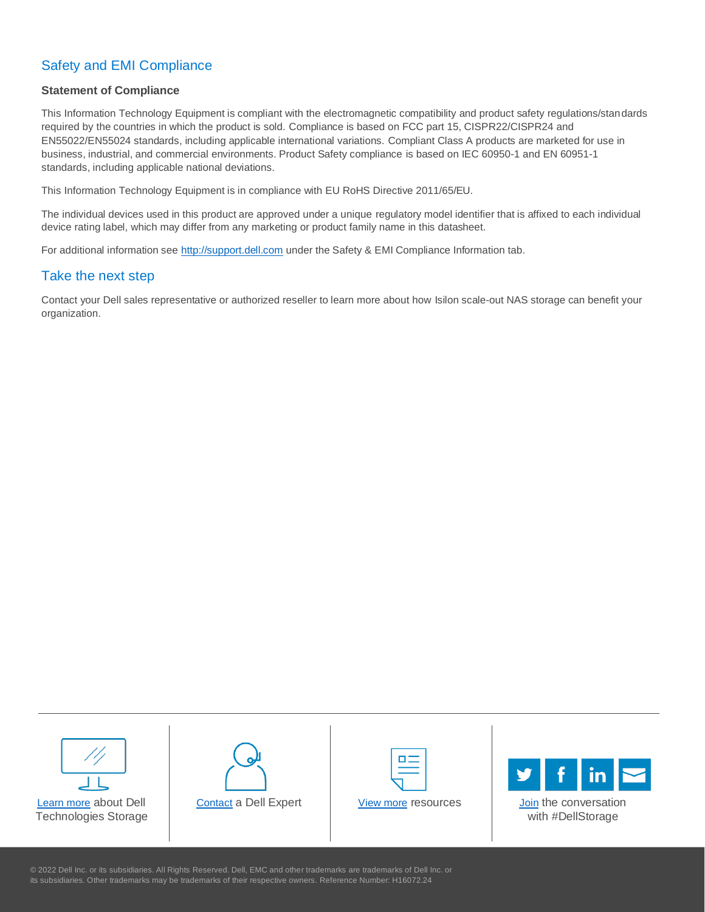## Safety and EMI Compliance

**Statement of Compliance**

This Information Technology Equipment is compliant with the electromagnetic compatibility and product safety regulations/standards required by the countries in which the product is sold. Compliance is based on FCC part 15, CISPR22/CISPR24 and EN55022/EN55024 standards, including applicable international variations. Compliant Class A products are marketed for use in business, industrial, and commercial environments. Product Safety compliance is based on IEC 60950-1 and EN 60951-1 standards, including applicable national deviations.

This Information Technology Equipment is in compliance with EU RoHS Directive 2011/65/EU.

The individual devices used in this product are approved under a unique regulatory model identifier that is affixed to each individual device rating label, which may differ from any marketing or product family name in this datasheet.

For additional information see http://support.dell.com under the Safety & EMI Compliance Information tab.

## Take the next step

Contact your Dell sales representative or authorized reseller to learn more about how Isilon scale-out NAS storage can benefit your organization.

Learn more about Dell Technologies Storage

Contact a Dell Expert

View more resources

Join the conversation with #DellStorage

© 2022 Dell Inc. or its subsidiaries. All Rights Reserved. Dell, EMC and other trademarks are trademarks of Dell Inc. or its subsidiaries. Other trademarks may be trademarks of their respective owners. Reference Number: H16072.24